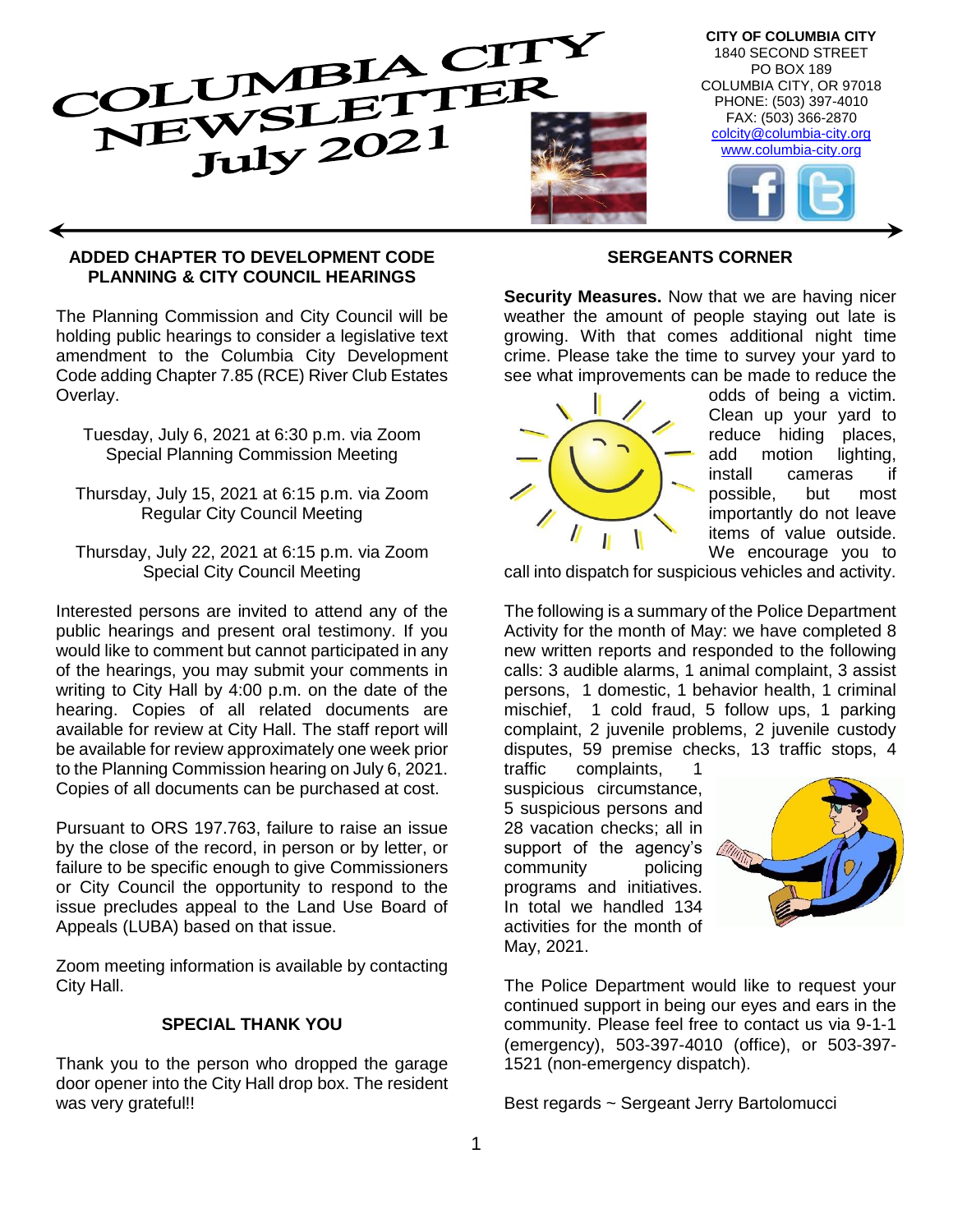# COLUMBIA CITY NEWSLETTER July 2021

**CITY OF COLUMBIA CITY**
1840 SECOND STREET
PO BOX 189
COLUMBIA CITY, OR 97018
PHONE: (503) 397-4010
FAX: (503) 366-2870
colcity@columbia-city.org
www.columbia-city.org

## ADDED CHAPTER TO DEVELOPMENT CODE PLANNING & CITY COUNCIL HEARINGS

The Planning Commission and City Council will be holding public hearings to consider a legislative text amendment to the Columbia City Development Code adding Chapter 7.85 (RCE) River Club Estates Overlay.

Tuesday, July 6, 2021 at 6:30 p.m. via Zoom
Special Planning Commission Meeting

Thursday, July 15, 2021 at 6:15 p.m. via Zoom
Regular City Council Meeting

Thursday, July 22, 2021 at 6:15 p.m. via Zoom
Special City Council Meeting

Interested persons are invited to attend any of the public hearings and present oral testimony. If you would like to comment but cannot participated in any of the hearings, you may submit your comments in writing to City Hall by 4:00 p.m. on the date of the hearing. Copies of all related documents are available for review at City Hall. The staff report will be available for review approximately one week prior to the Planning Commission hearing on July 6, 2021. Copies of all documents can be purchased at cost.

Pursuant to ORS 197.763, failure to raise an issue by the close of the record, in person or by letter, or failure to be specific enough to give Commissioners or City Council the opportunity to respond to the issue precludes appeal to the Land Use Board of Appeals (LUBA) based on that issue.

Zoom meeting information is available by contacting City Hall.

## SPECIAL THANK YOU

Thank you to the person who dropped the garage door opener into the City Hall drop box. The resident was very grateful!!

## SERGEANTS CORNER

**Security Measures.** Now that we are having nicer weather the amount of people staying out late is growing. With that comes additional night time crime. Please take the time to survey your yard to see what improvements can be made to reduce the odds of being a victim. Clean up your yard to reduce hiding places, add motion lighting, install cameras if possible, but most importantly do not leave items of value outside. We encourage you to call into dispatch for suspicious vehicles and activity.

The following is a summary of the Police Department Activity for the month of May: we have completed 8 new written reports and responded to the following calls: 3 audible alarms, 1 animal complaint, 3 assist persons, 1 domestic, 1 behavior health, 1 criminal mischief, 1 cold fraud, 5 follow ups, 1 parking complaint, 2 juvenile problems, 2 juvenile custody disputes, 59 premise checks, 13 traffic stops, 4 traffic complaints, 1 suspicious circumstance, 5 suspicious persons and 28 vacation checks; all in support of the agency's community policing programs and initiatives. In total we handled 134 activities for the month of May, 2021.

The Police Department would like to request your continued support in being our eyes and ears in the community. Please feel free to contact us via 9-1-1 (emergency), 503-397-4010 (office), or 503-397-1521 (non-emergency dispatch).

Best regards ~ Sergeant Jerry Bartolomucci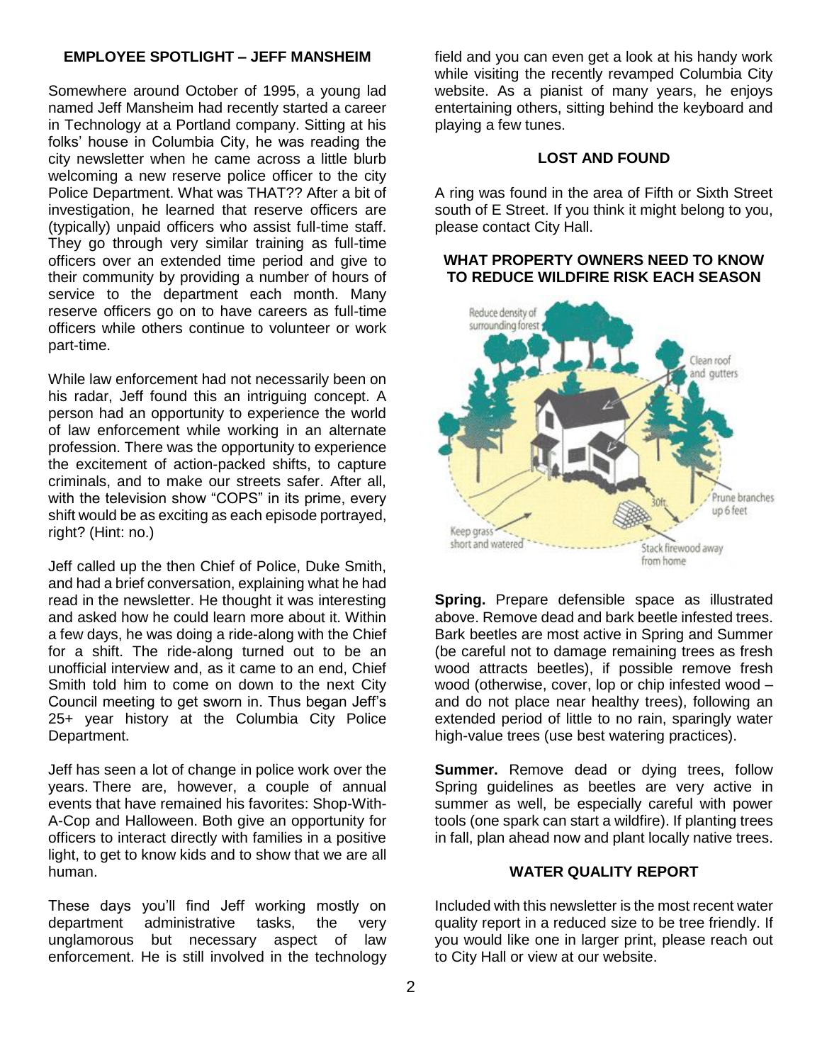## EMPLOYEE SPOTLIGHT – JEFF MANSHEIM

Somewhere around October of 1995, a young lad named Jeff Mansheim had recently started a career in Technology at a Portland company. Sitting at his folks' house in Columbia City, he was reading the city newsletter when he came across a little blurb welcoming a new reserve police officer to the city Police Department. What was THAT?? After a bit of investigation, he learned that reserve officers are (typically) unpaid officers who assist full-time staff. They go through very similar training as full-time officers over an extended time period and give to their community by providing a number of hours of service to the department each month. Many reserve officers go on to have careers as full-time officers while others continue to volunteer or work part-time.

While law enforcement had not necessarily been on his radar, Jeff found this an intriguing concept. A person had an opportunity to experience the world of law enforcement while working in an alternate profession. There was the opportunity to experience the excitement of action-packed shifts, to capture criminals, and to make our streets safer. After all, with the television show "COPS" in its prime, every shift would be as exciting as each episode portrayed, right? (Hint: no.)

Jeff called up the then Chief of Police, Duke Smith, and had a brief conversation, explaining what he had read in the newsletter. He thought it was interesting and asked how he could learn more about it. Within a few days, he was doing a ride-along with the Chief for a shift. The ride-along turned out to be an unofficial interview and, as it came to an end, Chief Smith told him to come on down to the next City Council meeting to get sworn in. Thus began Jeff's 25+ year history at the Columbia City Police Department.

Jeff has seen a lot of change in police work over the years. There are, however, a couple of annual events that have remained his favorites: Shop-With-A-Cop and Halloween. Both give an opportunity for officers to interact directly with families in a positive light, to get to know kids and to show that we are all human.

These days you'll find Jeff working mostly on department administrative tasks, the very unglamorous but necessary aspect of law enforcement. He is still involved in the technology field and you can even get a look at his handy work while visiting the recently revamped Columbia City website. As a pianist of many years, he enjoys entertaining others, sitting behind the keyboard and playing a few tunes.

## LOST AND FOUND

A ring was found in the area of Fifth or Sixth Street south of E Street. If you think it might belong to you, please contact City Hall.

## WHAT PROPERTY OWNERS NEED TO KNOW TO REDUCE WILDFIRE RISK EACH SEASON

Reduce density of surrounding forest

Clean roof and gutters

30ft.

Prune branches up 6 feet

Keep grass short and watered

Stack firewood away from home

**Spring.** Prepare defensible space as illustrated above. Remove dead and bark beetle infested trees. Bark beetles are most active in Spring and Summer (be careful not to damage remaining trees as fresh wood attracts beetles), if possible remove fresh wood (otherwise, cover, lop or chip infested wood – and do not place near healthy trees), following an extended period of little to no rain, sparingly water high-value trees (use best watering practices).

**Summer.** Remove dead or dying trees, follow Spring guidelines as beetles are very active in summer as well, be especially careful with power tools (one spark can start a wildfire). If planting trees in fall, plan ahead now and plant locally native trees.

## WATER QUALITY REPORT

Included with this newsletter is the most recent water quality report in a reduced size to be tree friendly. If you would like one in larger print, please reach out to City Hall or view at our website.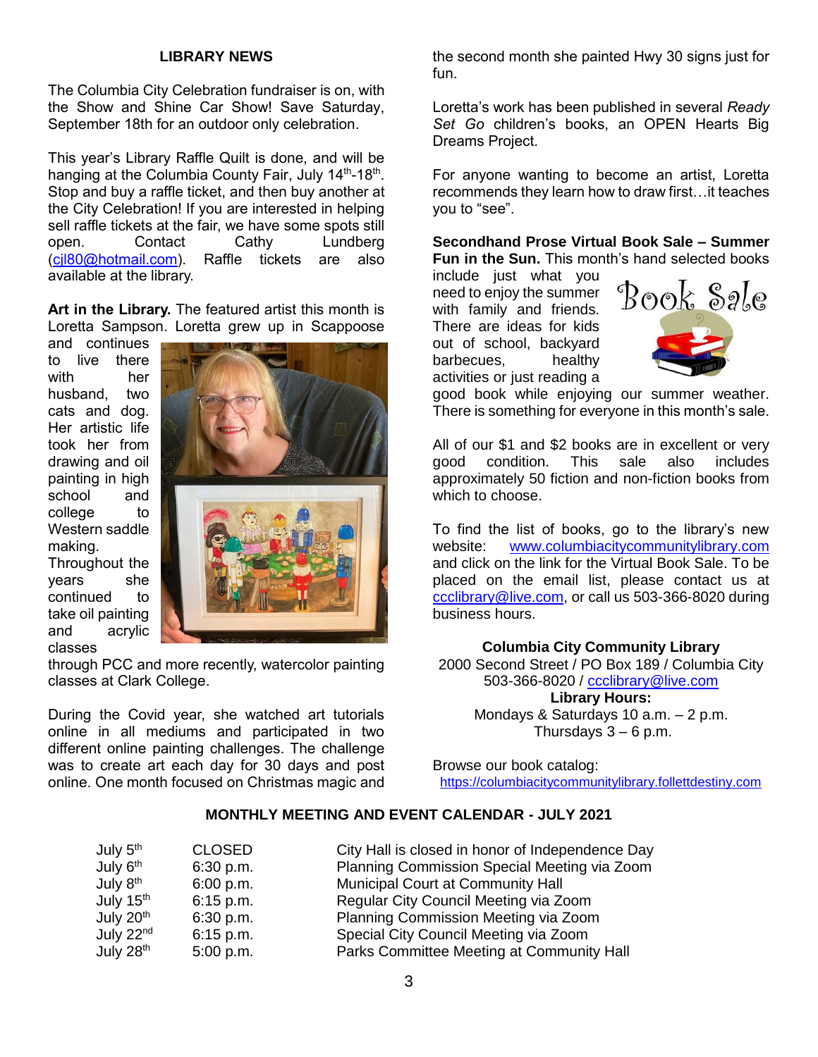## LIBRARY NEWS

The Columbia City Celebration fundraiser is on, with the Show and Shine Car Show! Save Saturday, September 18th for an outdoor only celebration.

This year's Library Raffle Quilt is done, and will be hanging at the Columbia County Fair, July 14th-18th. Stop and buy a raffle ticket, and then buy another at the City Celebration! If you are interested in helping sell raffle tickets at the fair, we have some spots still open. Contact Cathy Lundberg (cjl80@hotmail.com). Raffle tickets are also available at the library.

**Art in the Library.** The featured artist this month is Loretta Sampson. Loretta grew up in Scappoose and continues to live there with her husband, two cats and dog. Her artistic life took her from drawing and oil painting in high school and college to Western saddle making. Throughout the years she continued to take oil painting and acrylic classes through PCC and more recently, watercolor painting classes at Clark College.

During the Covid year, she watched art tutorials online in all mediums and participated in two different online painting challenges. The challenge was to create art each day for 30 days and post online. One month focused on Christmas magic and the second month she painted Hwy 30 signs just for fun.

Loretta's work has been published in several *Ready Set Go* children's books, an OPEN Hearts Big Dreams Project.

For anyone wanting to become an artist, Loretta recommends they learn how to draw first…it teaches you to "see".

**Secondhand Prose Virtual Book Sale – Summer Fun in the Sun.** This month's hand selected books include just what you need to enjoy the summer with family and friends. There are ideas for kids out of school, backyard barbecues, healthy activities or just reading a good book while enjoying our summer weather. There is something for everyone in this month's sale.

All of our $1 and $2 books are in excellent or very good condition. This sale also includes approximately 50 fiction and non-fiction books from which to choose.

To find the list of books, go to the library's new website: www.columbiacitycommunitylibrary.com and click on the link for the Virtual Book Sale. To be placed on the email list, please contact us at ccclibrary@live.com, or call us 503-366-8020 during business hours.

**Columbia City Community Library**
2000 Second Street / PO Box 189 / Columbia City
503-366-8020 / ccclibrary@live.com
**Library Hours:**
Mondays & Saturdays 10 a.m. – 2 p.m.
Thursdays 3 – 6 p.m.

Browse our book catalog:
https://columbiacitycommunitylibrary.follettdestiny.com

## MONTHLY MEETING AND EVENT CALENDAR - JULY 2021

| | | |
|---|---|---|
| July 5th | CLOSED | City Hall is closed in honor of Independence Day |
| July 6th | 6:30 p.m. | Planning Commission Special Meeting via Zoom |
| July 8th | 6:00 p.m. | Municipal Court at Community Hall |
| July 15th | 6:15 p.m. | Regular City Council Meeting via Zoom |
| July 20th | 6:30 p.m. | Planning Commission Meeting via Zoom |
| July 22nd | 6:15 p.m. | Special City Council Meeting via Zoom |
| July 28th | 5:00 p.m. | Parks Committee Meeting at Community Hall |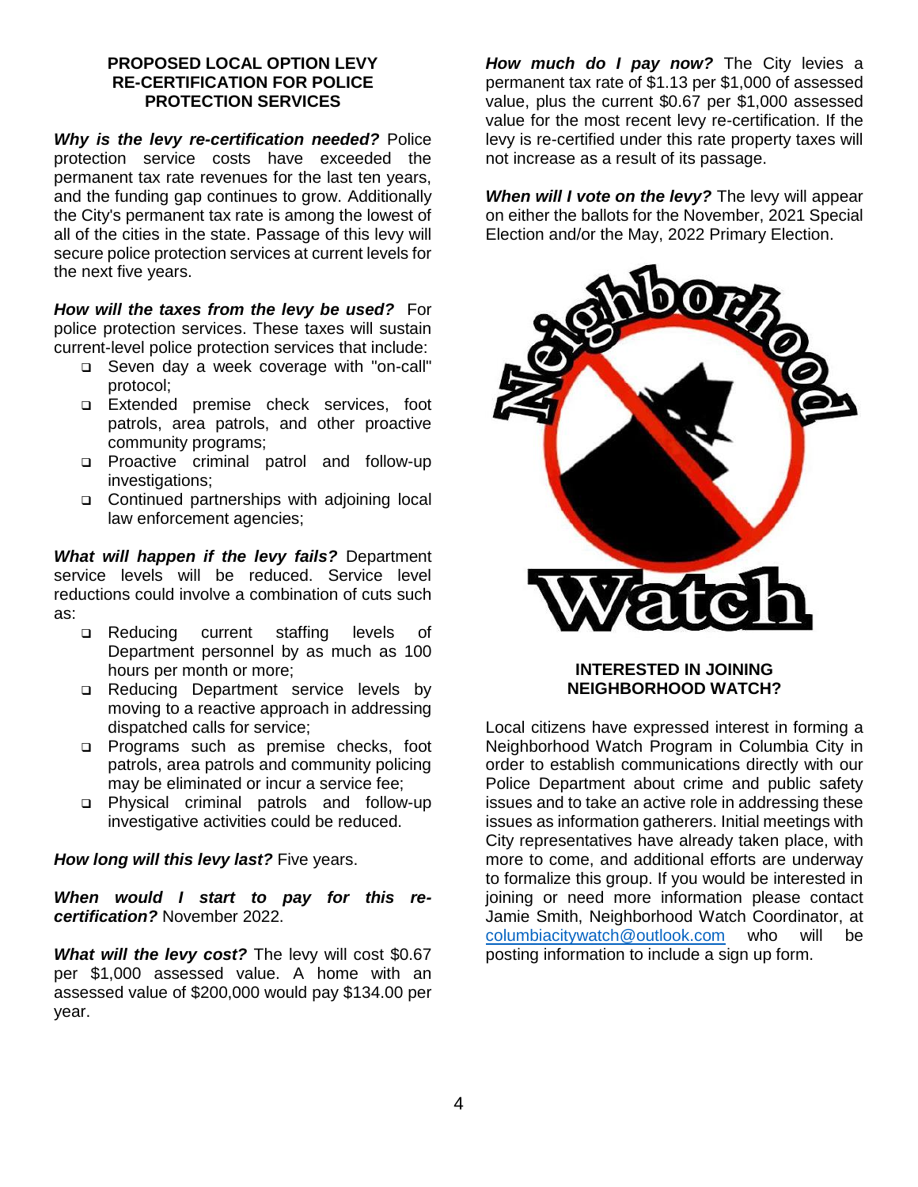## PROPOSED LOCAL OPTION LEVY RE-CERTIFICATION FOR POLICE PROTECTION SERVICES

***Why is the levy re-certification needed?*** Police protection service costs have exceeded the permanent tax rate revenues for the last ten years, and the funding gap continues to grow. Additionally the City's permanent tax rate is among the lowest of all of the cities in the state. Passage of this levy will secure police protection services at current levels for the next five years.

***How will the taxes from the levy be used?*** For police protection services. These taxes will sustain current-level police protection services that include:

- Seven day a week coverage with "on-call" protocol;
- Extended premise check services, foot patrols, area patrols, and other proactive community programs;
- Proactive criminal patrol and follow-up investigations;
- Continued partnerships with adjoining local law enforcement agencies;

***What will happen if the levy fails?*** Department service levels will be reduced. Service level reductions could involve a combination of cuts such as:

- Reducing current staffing levels of Department personnel by as much as 100 hours per month or more;
- Reducing Department service levels by moving to a reactive approach in addressing dispatched calls for service;
- Programs such as premise checks, foot patrols, area patrols and community policing may be eliminated or incur a service fee;
- Physical criminal patrols and follow-up investigative activities could be reduced.

***How long will this levy last?*** Five years.

***When would I start to pay for this re-certification?*** November 2022.

***What will the levy cost?*** The levy will cost $0.67 per $1,000 assessed value. A home with an assessed value of $200,000 would pay $134.00 per year.

***How much do I pay now?*** The City levies a permanent tax rate of $1.13 per $1,000 of assessed value, plus the current $0.67 per $1,000 assessed value for the most recent levy re-certification. If the levy is re-certified under this rate property taxes will not increase as a result of its passage.

***When will I vote on the levy?*** The levy will appear on either the ballots for the November, 2021 Special Election and/or the May, 2022 Primary Election.

## INTERESTED IN JOINING NEIGHBORHOOD WATCH?

Local citizens have expressed interest in forming a Neighborhood Watch Program in Columbia City in order to establish communications directly with our Police Department about crime and public safety issues and to take an active role in addressing these issues as information gatherers. Initial meetings with City representatives have already taken place, with more to come, and additional efforts are underway to formalize this group. If you would be interested in joining or need more information please contact Jamie Smith, Neighborhood Watch Coordinator, at columbiacitywatch@outlook.com who will be posting information to include a sign up form.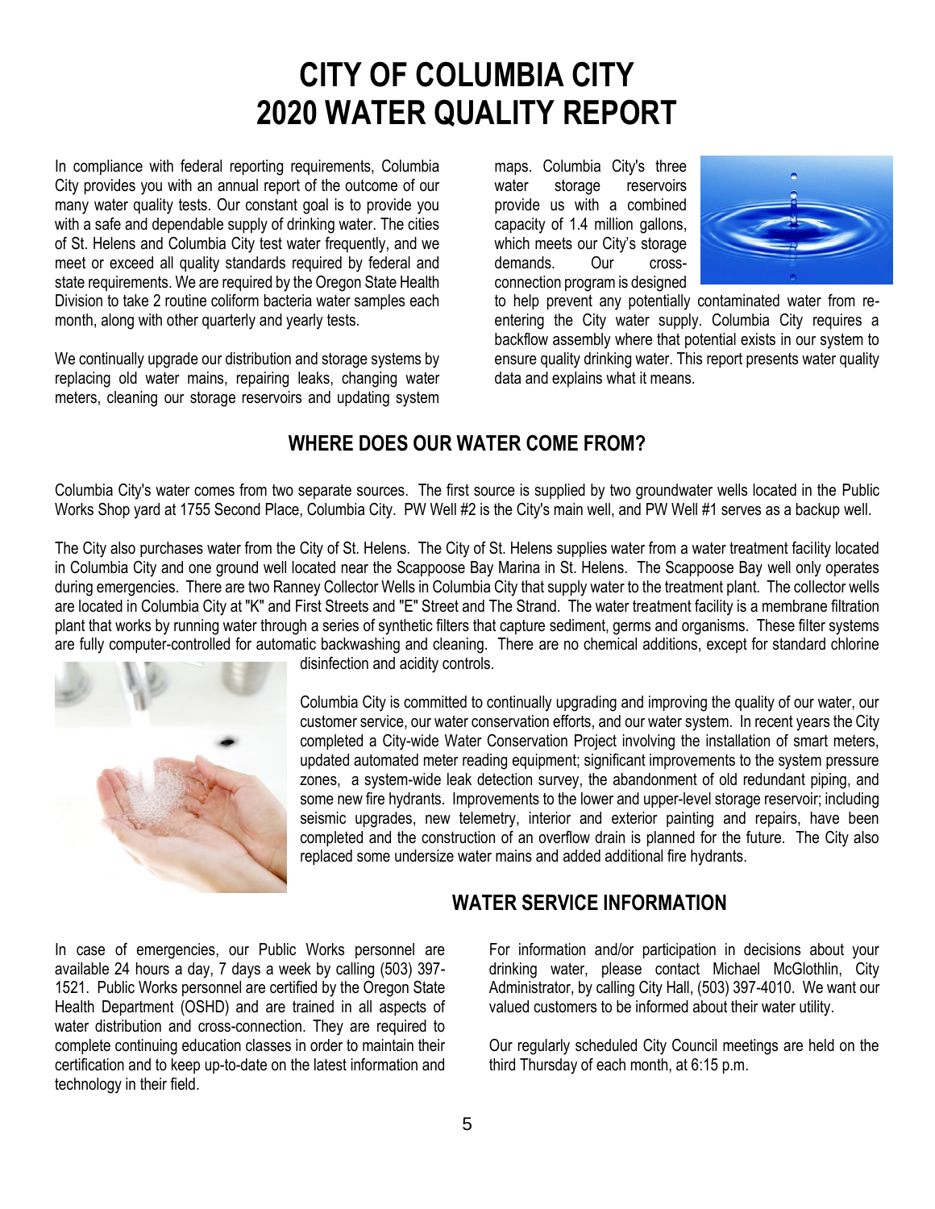# CITY OF COLUMBIA CITY
# 2020 WATER QUALITY REPORT

In compliance with federal reporting requirements, Columbia City provides you with an annual report of the outcome of our many water quality tests. Our constant goal is to provide you with a safe and dependable supply of drinking water. The cities of St. Helens and Columbia City test water frequently, and we meet or exceed all quality standards required by federal and state requirements. We are required by the Oregon State Health Division to take 2 routine coliform bacteria water samples each month, along with other quarterly and yearly tests.

We continually upgrade our distribution and storage systems by replacing old water mains, repairing leaks, changing water meters, cleaning our storage reservoirs and updating system maps. Columbia City's three water storage reservoirs provide us with a combined capacity of 1.4 million gallons, which meets our City's storage demands. Our cross-connection program is designed to help prevent any potentially contaminated water from re-entering the City water supply. Columbia City requires a backflow assembly where that potential exists in our system to ensure quality drinking water. This report presents water quality data and explains what it means.

## WHERE DOES OUR WATER COME FROM?

Columbia City's water comes from two separate sources. The first source is supplied by two groundwater wells located in the Public Works Shop yard at 1755 Second Place, Columbia City. PW Well #2 is the City's main well, and PW Well #1 serves as a backup well.

The City also purchases water from the City of St. Helens. The City of St. Helens supplies water from a water treatment facility located in Columbia City and one ground well located near the Scappoose Bay Marina in St. Helens. The Scappoose Bay well only operates during emergencies. There are two Ranney Collector Wells in Columbia City that supply water to the treatment plant. The collector wells are located in Columbia City at "K" and First Streets and "E" Street and The Strand. The water treatment facility is a membrane filtration plant that works by running water through a series of synthetic filters that capture sediment, germs and organisms. These filter systems are fully computer-controlled for automatic backwashing and cleaning. There are no chemical additions, except for standard chlorine disinfection and acidity controls.

Columbia City is committed to continually upgrading and improving the quality of our water, our customer service, our water conservation efforts, and our water system. In recent years the City completed a City-wide Water Conservation Project involving the installation of smart meters, updated automated meter reading equipment; significant improvements to the system pressure zones, a system-wide leak detection survey, the abandonment of old redundant piping, and some new fire hydrants. Improvements to the lower and upper-level storage reservoir; including seismic upgrades, new telemetry, interior and exterior painting and repairs, have been completed and the construction of an overflow drain is planned for the future. The City also replaced some undersize water mains and added additional fire hydrants.

## WATER SERVICE INFORMATION

In case of emergencies, our Public Works personnel are available 24 hours a day, 7 days a week by calling (503) 397-1521. Public Works personnel are certified by the Oregon State Health Department (OSHD) and are trained in all aspects of water distribution and cross-connection. They are required to complete continuing education classes in order to maintain their certification and to keep up-to-date on the latest information and technology in their field.

For information and/or participation in decisions about your drinking water, please contact Michael McGlothlin, City Administrator, by calling City Hall, (503) 397-4010. We want our valued customers to be informed about their water utility.

Our regularly scheduled City Council meetings are held on the third Thursday of each month, at 6:15 p.m.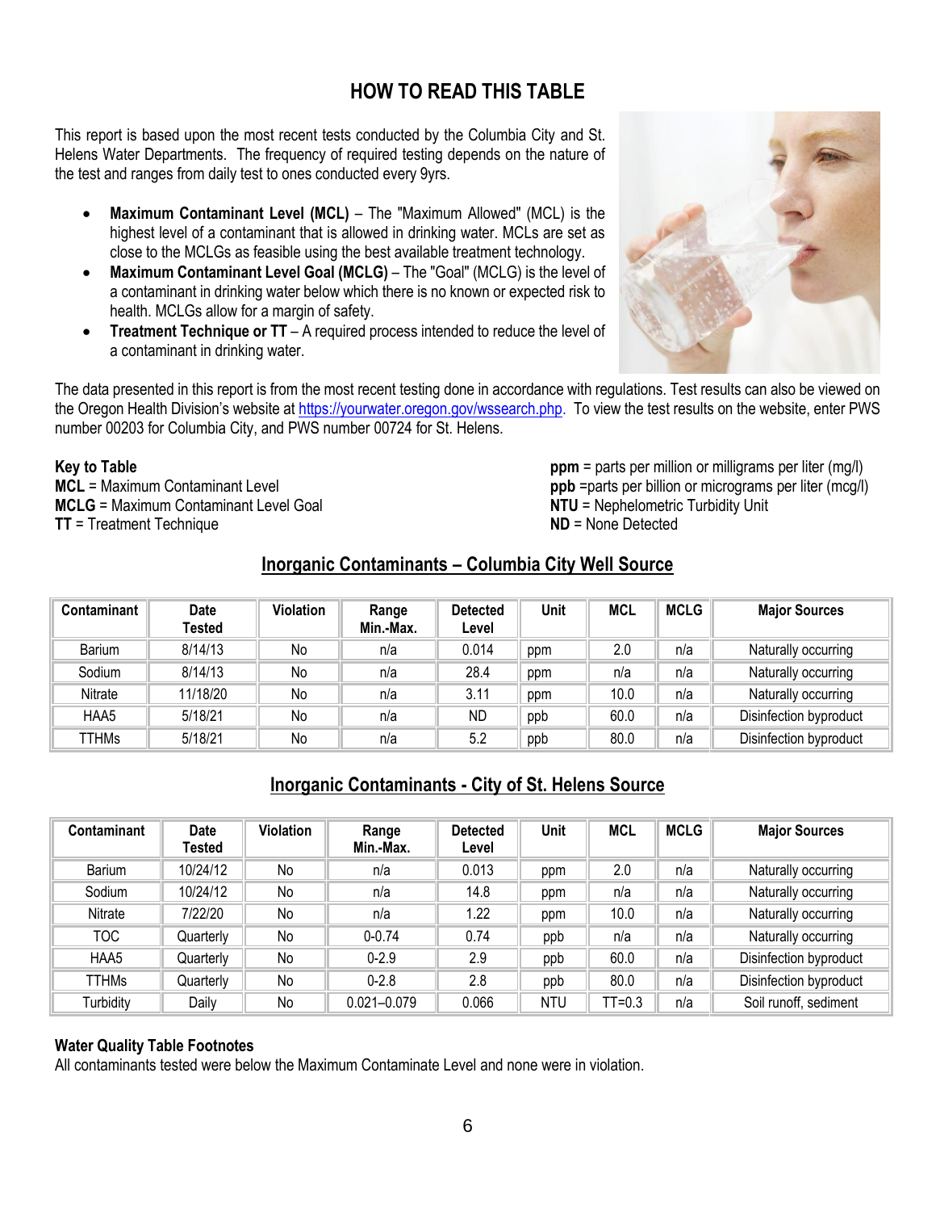## HOW TO READ THIS TABLE

This report is based upon the most recent tests conducted by the Columbia City and St. Helens Water Departments. The frequency of required testing depends on the nature of the test and ranges from daily test to ones conducted every 9yrs.

- **Maximum Contaminant Level (MCL)** – The "Maximum Allowed" (MCL) is the highest level of a contaminant that is allowed in drinking water. MCLs are set as close to the MCLGs as feasible using the best available treatment technology.
- **Maximum Contaminant Level Goal (MCLG)** – The "Goal" (MCLG) is the level of a contaminant in drinking water below which there is no known or expected risk to health. MCLGs allow for a margin of safety.
- **Treatment Technique or TT** – A required process intended to reduce the level of a contaminant in drinking water.

The data presented in this report is from the most recent testing done in accordance with regulations. Test results can also be viewed on the Oregon Health Division's website at https://yourwater.oregon.gov/wssearch.php. To view the test results on the website, enter PWS number 00203 for Columbia City, and PWS number 00724 for St. Helens.

**Key to Table**
**MCL** = Maximum Contaminant Level
**MCLG** = Maximum Contaminant Level Goal
**TT** = Treatment Technique

**ppm** = parts per million or milligrams per liter (mg/l)
**ppb** =parts per billion or micrograms per liter (mcg/l)
**NTU** = Nephelometric Turbidity Unit
**ND** = None Detected

### Inorganic Contaminants – Columbia City Well Source

| Contaminant | Date Tested | Violation | Range Min.-Max. | Detected Level | Unit | MCL | MCLG | Major Sources |
|---|---|---|---|---|---|---|---|---|
| Barium | 8/14/13 | No | n/a | 0.014 | ppm | 2.0 | n/a | Naturally occurring |
| Sodium | 8/14/13 | No | n/a | 28.4 | ppm | n/a | n/a | Naturally occurring |
| Nitrate | 11/18/20 | No | n/a | 3.11 | ppm | 10.0 | n/a | Naturally occurring |
| HAA5 | 5/18/21 | No | n/a | ND | ppb | 60.0 | n/a | Disinfection byproduct |
| TTHMs | 5/18/21 | No | n/a | 5.2 | ppb | 80.0 | n/a | Disinfection byproduct |

### Inorganic Contaminants - City of St. Helens Source

| Contaminant | Date Tested | Violation | Range Min.-Max. | Detected Level | Unit | MCL | MCLG | Major Sources |
|---|---|---|---|---|---|---|---|---|
| Barium | 10/24/12 | No | n/a | 0.013 | ppm | 2.0 | n/a | Naturally occurring |
| Sodium | 10/24/12 | No | n/a | 14.8 | ppm | n/a | n/a | Naturally occurring |
| Nitrate | 7/22/20 | No | n/a | 1.22 | ppm | 10.0 | n/a | Naturally occurring |
| TOC | Quarterly | No | 0-0.74 | 0.74 | ppb | n/a | n/a | Naturally occurring |
| HAA5 | Quarterly | No | 0-2.9 | 2.9 | ppb | 60.0 | n/a | Disinfection byproduct |
| TTHMs | Quarterly | No | 0-2.8 | 2.8 | ppb | 80.0 | n/a | Disinfection byproduct |
| Turbidity | Daily | No | 0.021–0.079 | 0.066 | NTU | TT=0.3 | n/a | Soil runoff, sediment |

**Water Quality Table Footnotes**
All contaminants tested were below the Maximum Contaminate Level and none were in violation.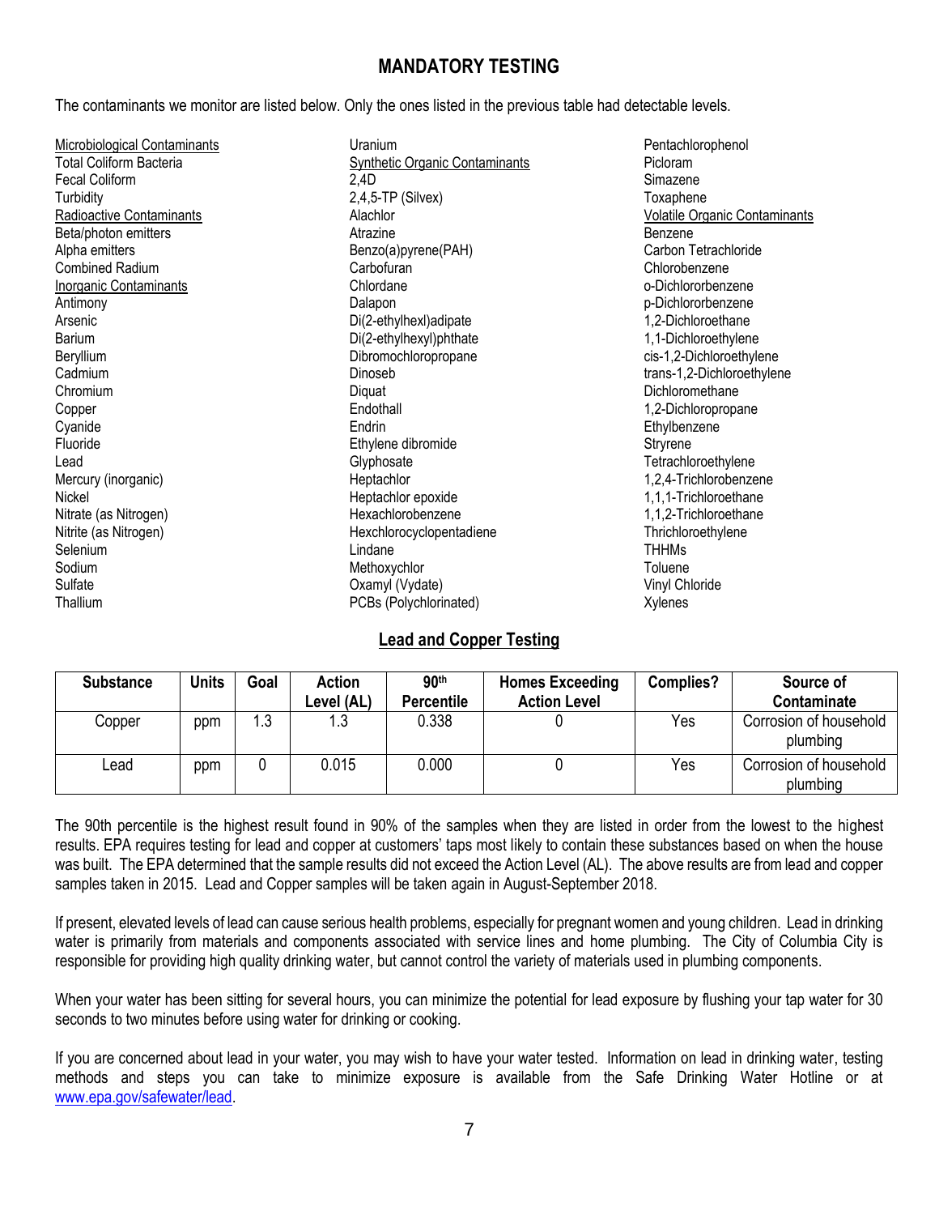## MANDATORY TESTING

The contaminants we monitor are listed below. Only the ones listed in the previous table had detectable levels.

Microbiological Contaminants
Total Coliform Bacteria
Fecal Coliform
Turbidity

Radioactive Contaminants
Beta/photon emitters
Alpha emitters
Combined Radium

Inorganic Contaminants
Antimony
Arsenic
Barium
Beryllium
Cadmium
Chromium
Copper
Cyanide
Fluoride
Lead
Mercury (inorganic)
Nickel
Nitrate (as Nitrogen)
Nitrite (as Nitrogen)
Selenium
Sodium
Sulfate
Thallium
Uranium

Synthetic Organic Contaminants
2,4D
2,4,5-TP (Silvex)
Alachlor
Atrazine
Benzo(a)pyrene(PAH)
Carbofuran
Chlordane
Dalapon
Di(2-ethylhexl)adipate
Di(2-ethylhexyl)phthate
Dibromochloropropane
Dinoseb
Diquat
Endothall
Endrin
Ethylene dibromide
Glyphosate
Heptachlor
Heptachlor epoxide
Hexachlorobenzene
Hexchlorocyclopentadiene
Lindane
Methoxychlor
Oxamyl (Vydate)
PCBs (Polychlorinated)
Pentachlorophenol
Picloram
Simazene
Toxaphene

Volatile Organic Contaminants
Benzene
Carbon Tetrachloride
Chlorobenzene
o-Dichlororbenzene
p-Dichlororbenzene
1,2-Dichloroethane
1,1-Dichloroethylene
cis-1,2-Dichloroethylene
trans-1,2-Dichloroethylene
Dichloromethane
1,2-Dichloropropane
Ethylbenzene
Stryrene
Tetrachloroethylene
1,2,4-Trichlorobenzene
1,1,1-Trichloroethane
1,1,2-Trichloroethane
Thrichloroethylene
THHMs
Toluene
Vinyl Chloride
Xylenes

### Lead and Copper Testing

| Substance | Units | Goal | Action Level (AL) | 90th Percentile | Homes Exceeding Action Level | Complies? | Source of Contaminate |
|---|---|---|---|---|---|---|---|
| Copper | ppm | 1.3 | 1.3 | 0.338 | 0 | Yes | Corrosion of household plumbing |
| Lead | ppm | 0 | 0.015 | 0.000 | 0 | Yes | Corrosion of household plumbing |

The 90th percentile is the highest result found in 90% of the samples when they are listed in order from the lowest to the highest results. EPA requires testing for lead and copper at customers' taps most likely to contain these substances based on when the house was built. The EPA determined that the sample results did not exceed the Action Level (AL). The above results are from lead and copper samples taken in 2015. Lead and Copper samples will be taken again in August-September 2018.

If present, elevated levels of lead can cause serious health problems, especially for pregnant women and young children. Lead in drinking water is primarily from materials and components associated with service lines and home plumbing. The City of Columbia City is responsible for providing high quality drinking water, but cannot control the variety of materials used in plumbing components.

When your water has been sitting for several hours, you can minimize the potential for lead exposure by flushing your tap water for 30 seconds to two minutes before using water for drinking or cooking.

If you are concerned about lead in your water, you may wish to have your water tested. Information on lead in drinking water, testing methods and steps you can take to minimize exposure is available from the Safe Drinking Water Hotline or at www.epa.gov/safewater/lead.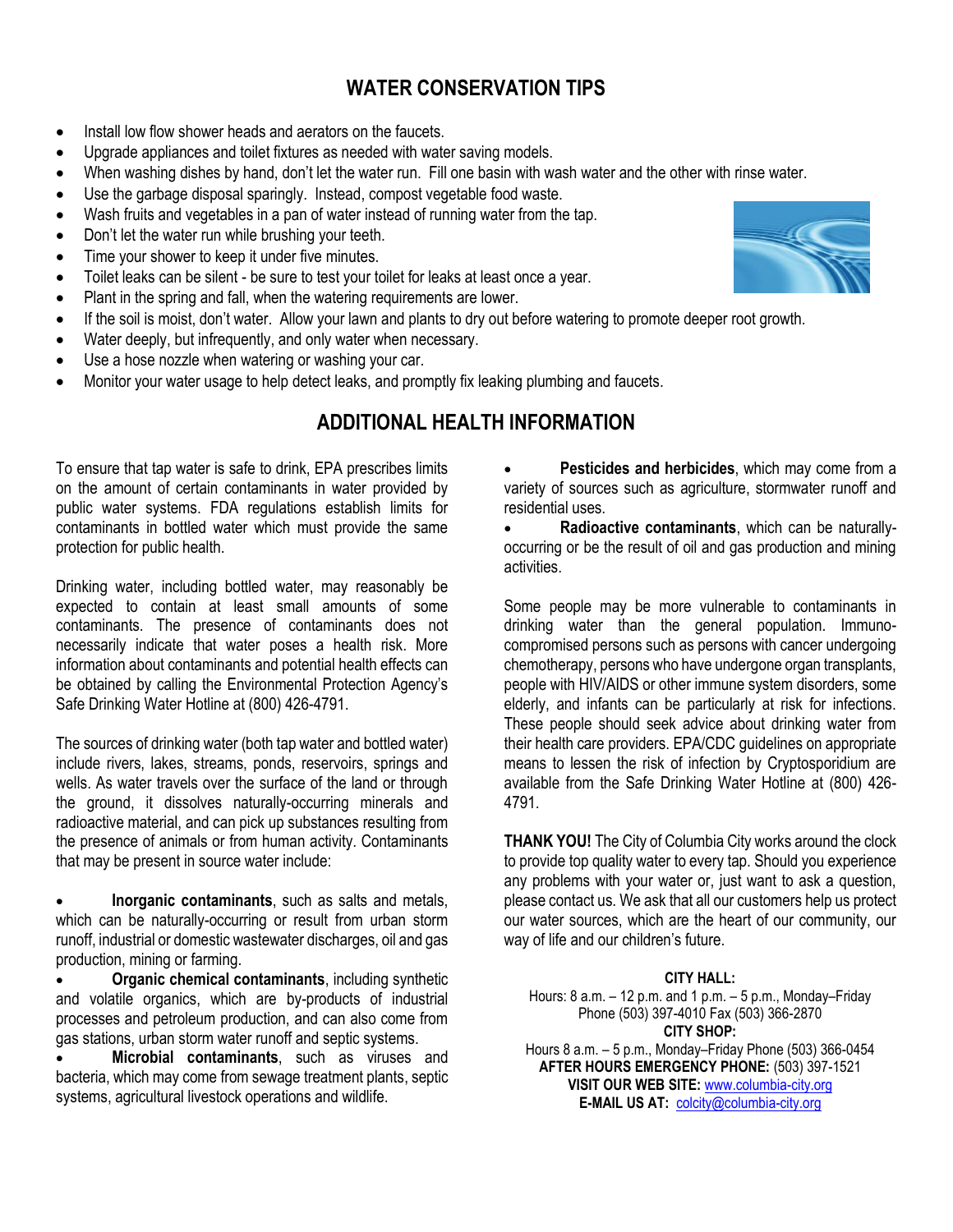## WATER CONSERVATION TIPS

- Install low flow shower heads and aerators on the faucets.
- Upgrade appliances and toilet fixtures as needed with water saving models.
- When washing dishes by hand, don't let the water run. Fill one basin with wash water and the other with rinse water.
- Use the garbage disposal sparingly. Instead, compost vegetable food waste.
- Wash fruits and vegetables in a pan of water instead of running water from the tap.
- Don't let the water run while brushing your teeth.
- Time your shower to keep it under five minutes.
- Toilet leaks can be silent - be sure to test your toilet for leaks at least once a year.
- Plant in the spring and fall, when the watering requirements are lower.
- If the soil is moist, don't water. Allow your lawn and plants to dry out before watering to promote deeper root growth.
- Water deeply, but infrequently, and only water when necessary.
- Use a hose nozzle when watering or washing your car.
- Monitor your water usage to help detect leaks, and promptly fix leaking plumbing and faucets.

## ADDITIONAL HEALTH INFORMATION

To ensure that tap water is safe to drink, EPA prescribes limits on the amount of certain contaminants in water provided by public water systems. FDA regulations establish limits for contaminants in bottled water which must provide the same protection for public health.

Drinking water, including bottled water, may reasonably be expected to contain at least small amounts of some contaminants. The presence of contaminants does not necessarily indicate that water poses a health risk. More information about contaminants and potential health effects can be obtained by calling the Environmental Protection Agency's Safe Drinking Water Hotline at (800) 426-4791.

The sources of drinking water (both tap water and bottled water) include rivers, lakes, streams, ponds, reservoirs, springs and wells. As water travels over the surface of the land or through the ground, it dissolves naturally-occurring minerals and radioactive material, and can pick up substances resulting from the presence of animals or from human activity. Contaminants that may be present in source water include:

- **Inorganic contaminants**, such as salts and metals, which can be naturally-occurring or result from urban storm runoff, industrial or domestic wastewater discharges, oil and gas production, mining or farming.
- **Organic chemical contaminants**, including synthetic and volatile organics, which are by-products of industrial processes and petroleum production, and can also come from gas stations, urban storm water runoff and septic systems.
- **Microbial contaminants**, such as viruses and bacteria, which may come from sewage treatment plants, septic systems, agricultural livestock operations and wildlife.
- **Pesticides and herbicides**, which may come from a variety of sources such as agriculture, stormwater runoff and residential uses.
- **Radioactive contaminants**, which can be naturally-occurring or be the result of oil and gas production and mining activities.

Some people may be more vulnerable to contaminants in drinking water than the general population. Immuno-compromised persons such as persons with cancer undergoing chemotherapy, persons who have undergone organ transplants, people with HIV/AIDS or other immune system disorders, some elderly, and infants can be particularly at risk for infections. These people should seek advice about drinking water from their health care providers. EPA/CDC guidelines on appropriate means to lessen the risk of infection by Cryptosporidium are available from the Safe Drinking Water Hotline at (800) 426-4791.

**THANK YOU!** The City of Columbia City works around the clock to provide top quality water to every tap. Should you experience any problems with your water or, just want to ask a question, please contact us. We ask that all our customers help us protect our water sources, which are the heart of our community, our way of life and our children's future.

**CITY HALL:**
Hours: 8 a.m. – 12 p.m. and 1 p.m. – 5 p.m., Monday–Friday
Phone (503) 397-4010 Fax (503) 366-2870
**CITY SHOP:**
Hours 8 a.m. – 5 p.m., Monday–Friday Phone (503) 366-0454
**AFTER HOURS EMERGENCY PHONE:** (503) 397-1521
**VISIT OUR WEB SITE:** www.columbia-city.org
**E-MAIL US AT:** colcity@columbia-city.org